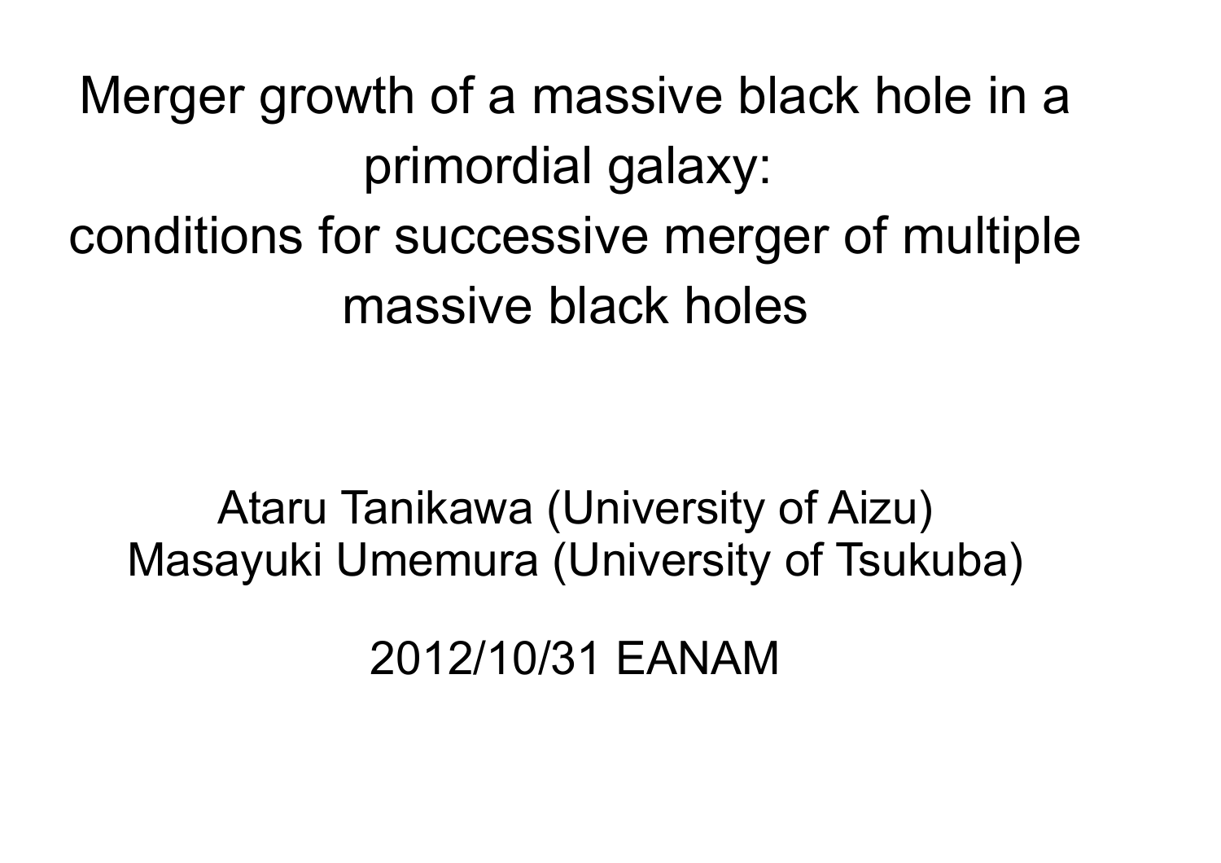# Merger growth of a massive black hole in a primordial galaxy: conditions for successive merger of multiple massive black holes

Ataru Tanikawa (University of Aizu)
Masayuki Umemura (University of Tsukuba)

2012/10/31 EANAM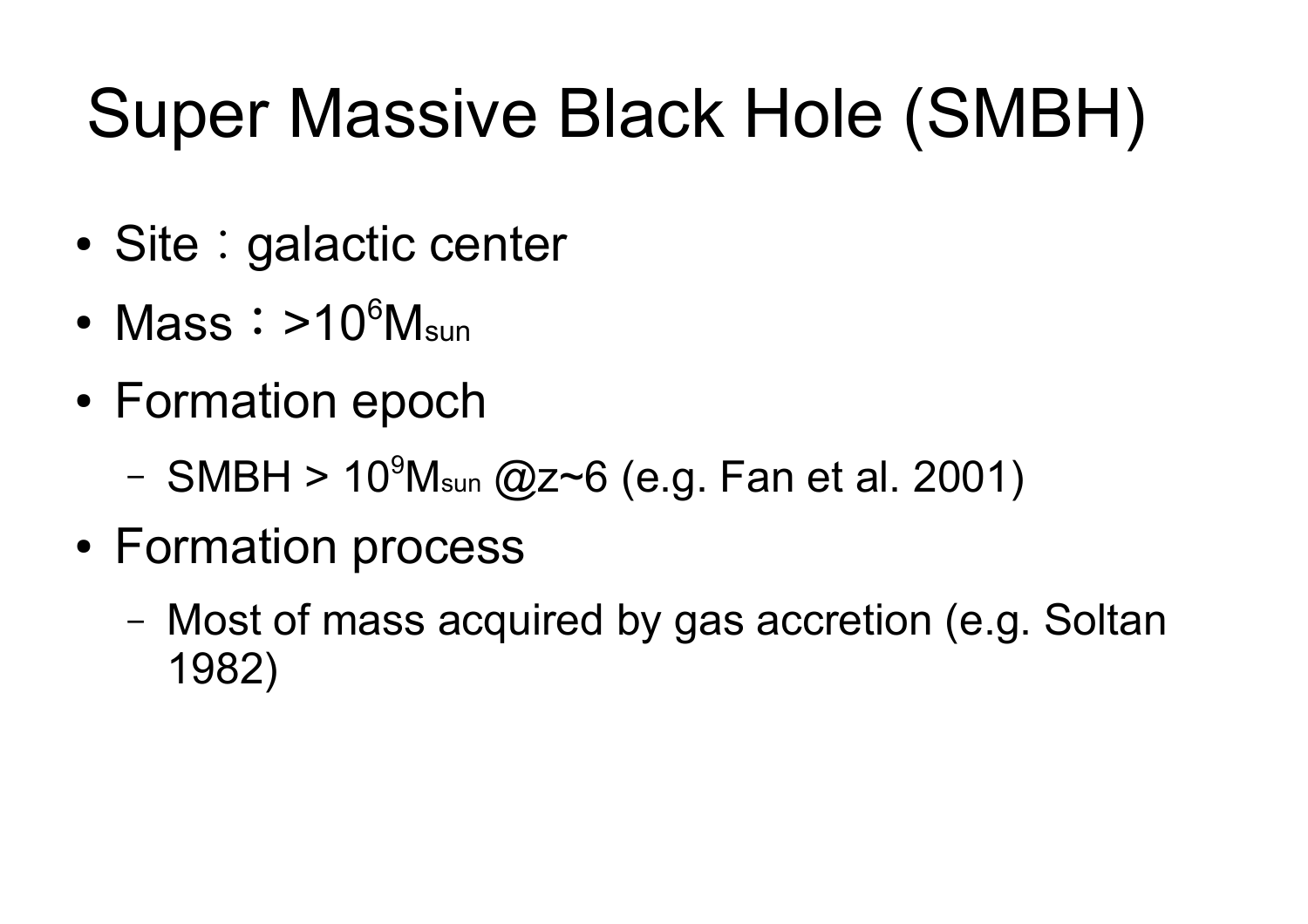# Super Massive Black Hole (SMBH)

- Site：galactic center
- Mass：$>10^6 M_{sun}$
- Formation epoch
  - SMBH > $10^9 M_{sun}$ @z~6 (e.g. Fan et al. 2001)
- Formation process
  - Most of mass acquired by gas accretion (e.g. Soltan 1982)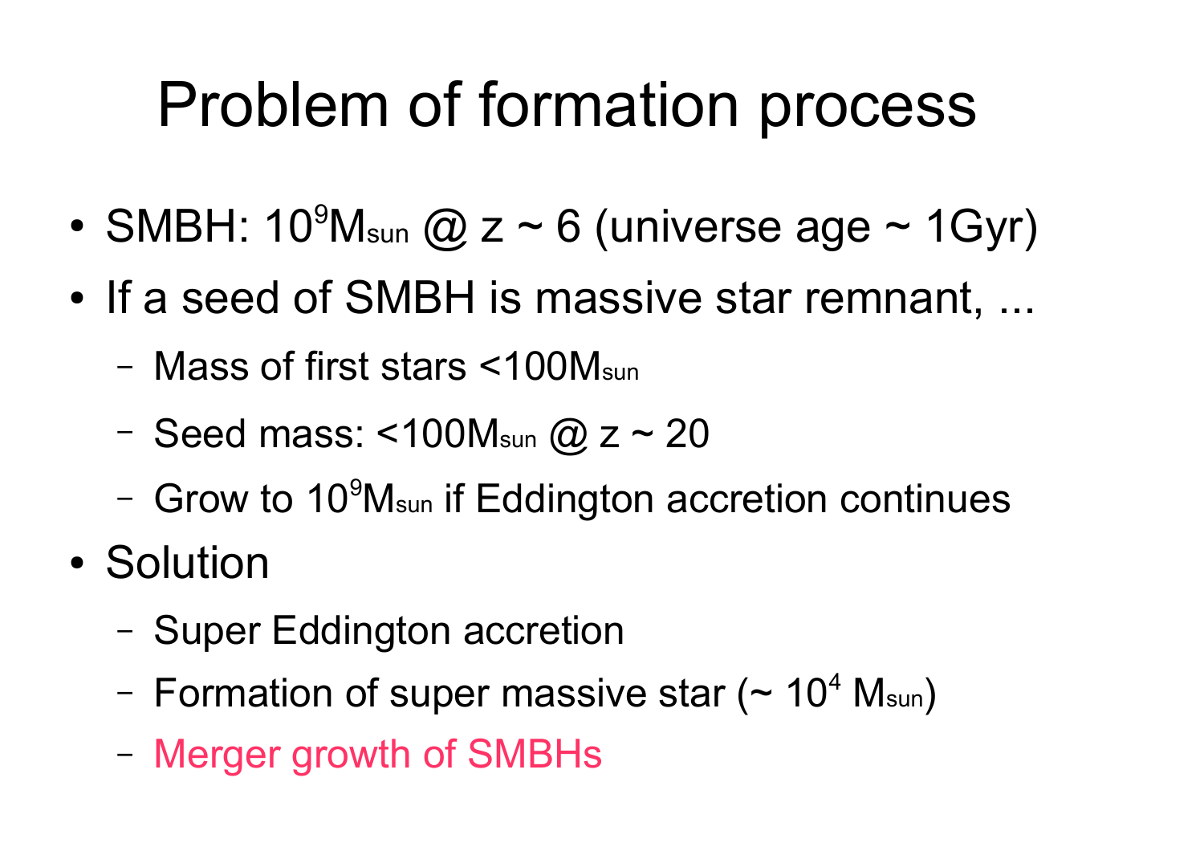# Problem of formation process

- SMBH: $10^9 M_{sun}$ @ $z \sim 6$ (universe age ~ 1Gyr)
- If a seed of SMBH is massive star remnant, ...
  - Mass of first stars $<100 M_{sun}$
  - Seed mass: $<100 M_{sun}$ @ $z \sim 20$
  - Grow to $10^9 M_{sun}$ if Eddington accretion continues
- Solution
  - Super Eddington accretion
  - Formation of super massive star ($\sim 10^4 M_{sun}$)
  - Merger growth of SMBHs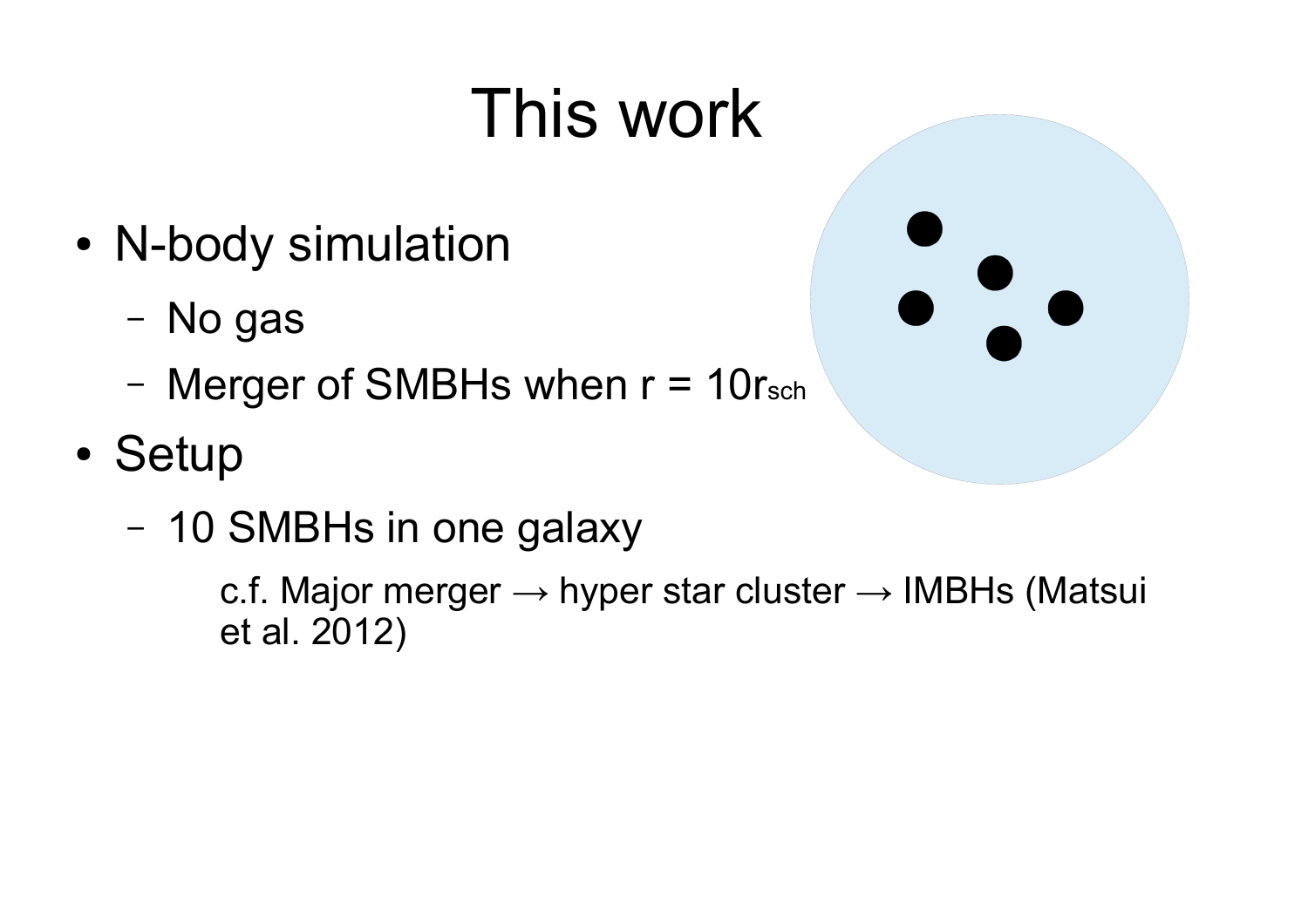# This work

- N-body simulation
  - No gas
  - Merger of SMBHs when $r = 10r_{sch}$
- Setup
  - 10 SMBHs in one galaxy

    c.f. Major merger → hyper star cluster → IMBHs (Matsui et al. 2012)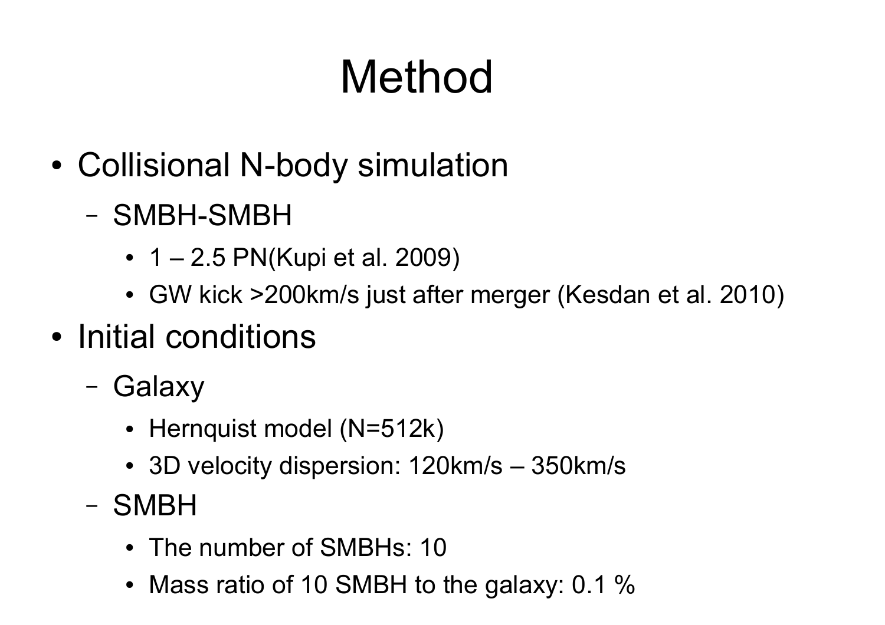# Method

- Collisional N-body simulation
  - SMBH-SMBH
    - 1 – 2.5 PN(Kupi et al. 2009)
    - GW kick >200km/s just after merger (Kesdan et al. 2010)
- Initial conditions
  - Galaxy
    - Hernquist model (N=512k)
    - 3D velocity dispersion: 120km/s – 350km/s
  - SMBH
    - The number of SMBHs: 10
    - Mass ratio of 10 SMBH to the galaxy: 0.1 %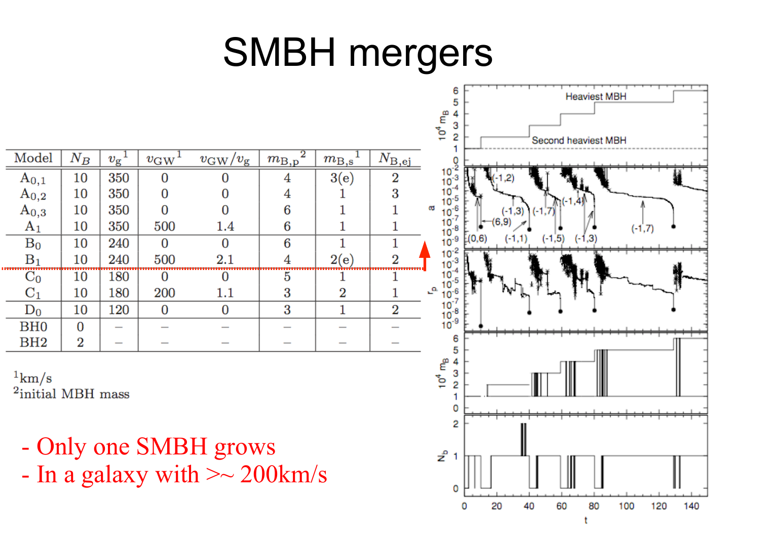# SMBH mergers

| Model | $N_B$ | $v_g$[1] | $v_{GW}$[1] | $v_{GW}/v_g$ | $m_{B,p}$[2] | $m_{B,s}$[1] | $N_{B,ej}$ |
|---|---|---|---|---|---|---|---|
| $A_{0,1}$ | 10 | 350 | 0 | 0 | 4 | 3(e) | 2 |
| $A_{0,2}$ | 10 | 350 | 0 | 0 | 4 | 1 | 3 |
| $A_{0,3}$ | 10 | 350 | 0 | 0 | 6 | 1 | 1 |
| $A_1$ | 10 | 350 | 500 | 1.4 | 6 | 1 | 1 |
| $B_0$ | 10 | 240 | 0 | 0 | 6 | 1 | 1 |
| $B_1$ | 10 | 240 | 500 | 2.1 | 4 | 2(e) | 2 |
| $C_0$ | 10 | 180 | 0 | 0 | 5 | 1 | 1 |
| $C_1$ | 10 | 180 | 200 | 1.1 | 3 | 2 | 1 |
| $D_0$ | 10 | 120 | 0 | 0 | 3 | 1 | 2 |
| BH0 | 0 | – | – | – | – | – | – |
| BH2 | 2 | – | – | – | – | – | – |

[1]km/s
[2]initial MBH mass

- Only one SMBH grows
- In a galaxy with >~ 200km/s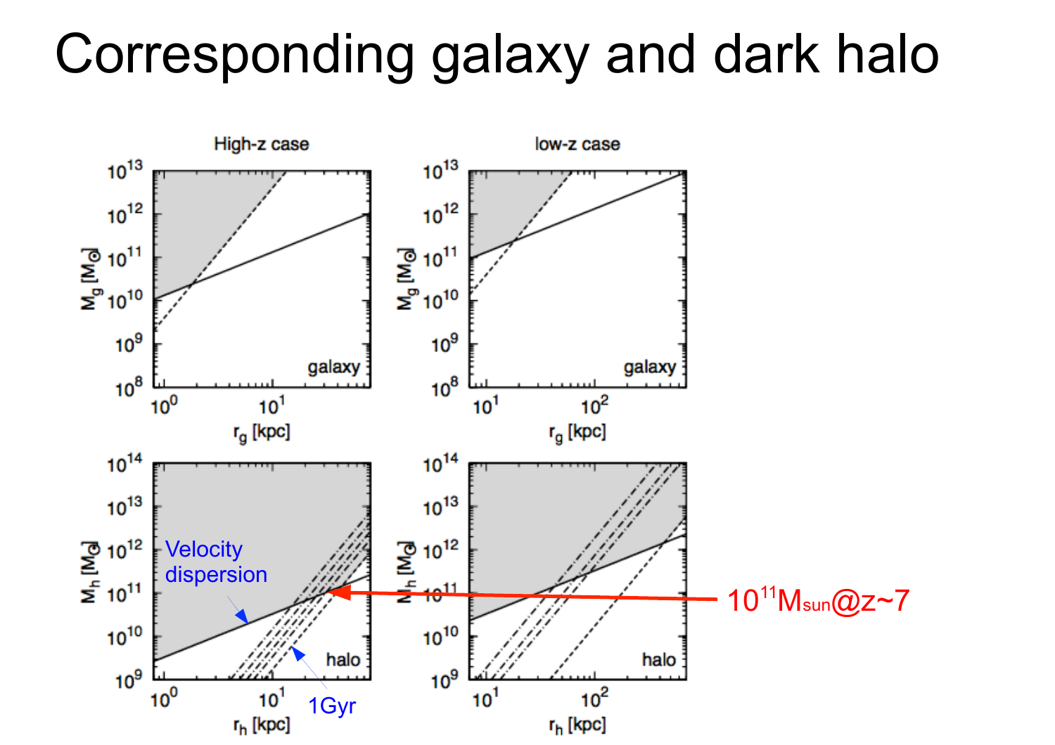# Corresponding galaxy and dark halo

High-z case

low-z case

$M_g$ [$M_\odot$]

$r_g$ [kpc]

galaxy

$M_h$ [$M_\odot$]

$r_h$ [kpc]

halo

Velocity dispersion

1Gyr

$10^{11}M_{sun}$@z~7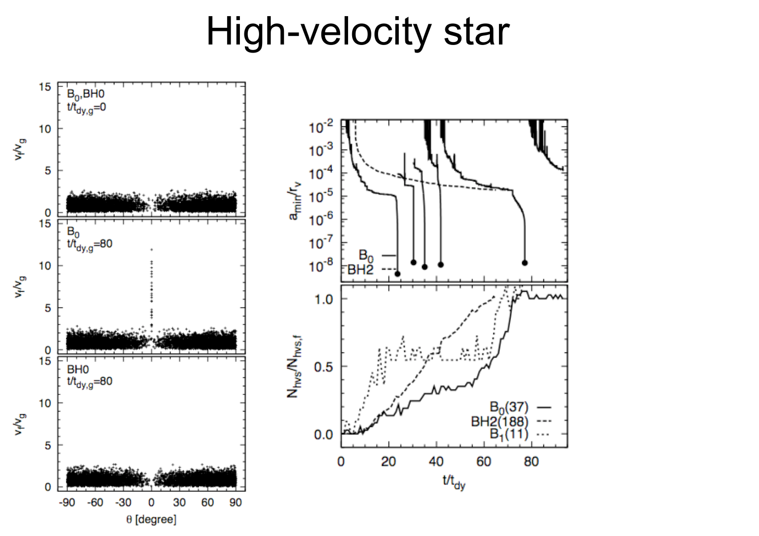# High-velocity star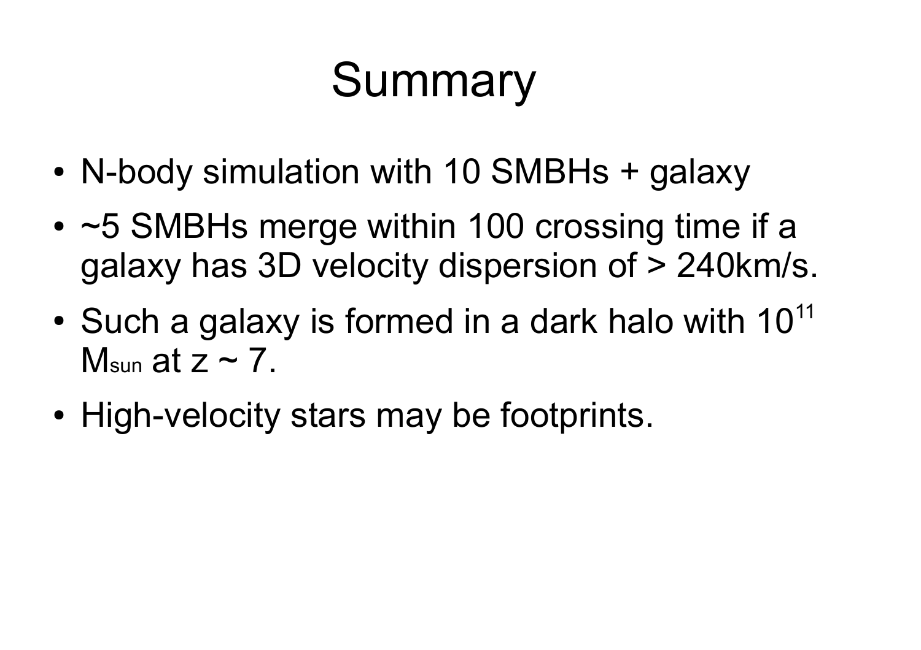# Summary

- N-body simulation with 10 SMBHs + galaxy
- ~5 SMBHs merge within 100 crossing time if a galaxy has 3D velocity dispersion of > 240km/s.
- Such a galaxy is formed in a dark halo with $10^{11}$ $M_{sun}$ at $z \sim 7$.
- High-velocity stars may be footprints.